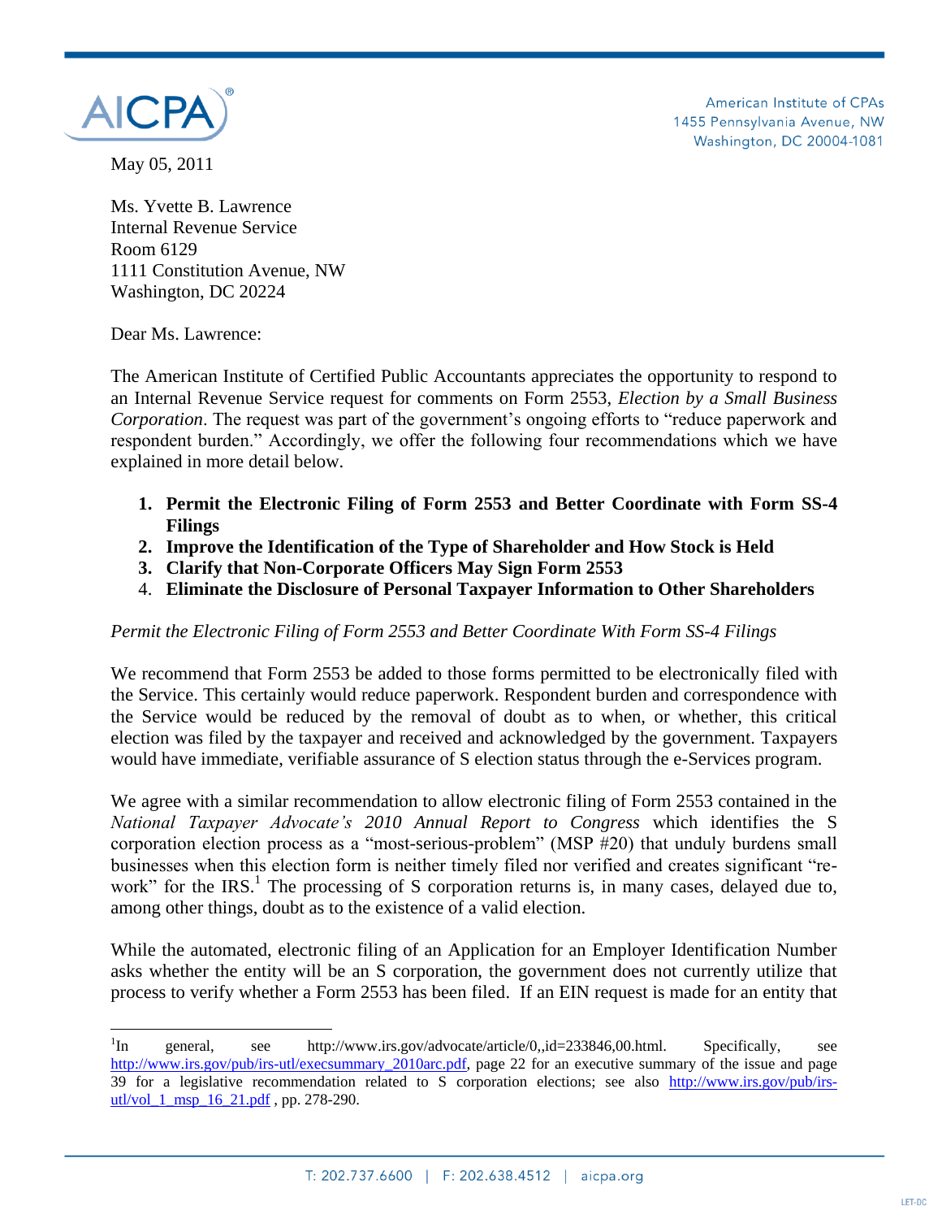American Institute of CPAs
1455 Pennsylvania Avenue, NW
Washington, DC 20004-1081

May 05, 2011

Ms. Yvette B. Lawrence
Internal Revenue Service
Room 6129
1111 Constitution Avenue, NW
Washington, DC 20224

Dear Ms. Lawrence:

The American Institute of Certified Public Accountants appreciates the opportunity to respond to an Internal Revenue Service request for comments on Form 2553, *Election by a Small Business Corporation*. The request was part of the government's ongoing efforts to "reduce paperwork and respondent burden." Accordingly, we offer the following four recommendations which we have explained in more detail below.

1. **Permit the Electronic Filing of Form 2553 and Better Coordinate with Form SS-4 Filings**
2. **Improve the Identification of the Type of Shareholder and How Stock is Held**
3. **Clarify that Non-Corporate Officers May Sign Form 2553**
4. **Eliminate the Disclosure of Personal Taxpayer Information to Other Shareholders**

*Permit the Electronic Filing of Form 2553 and Better Coordinate With Form SS-4 Filings*

We recommend that Form 2553 be added to those forms permitted to be electronically filed with the Service. This certainly would reduce paperwork. Respondent burden and correspondence with the Service would be reduced by the removal of doubt as to when, or whether, this critical election was filed by the taxpayer and received and acknowledged by the government. Taxpayers would have immediate, verifiable assurance of S election status through the e-Services program.

We agree with a similar recommendation to allow electronic filing of Form 2553 contained in the *National Taxpayer Advocate's 2010 Annual Report to Congress* which identifies the S corporation election process as a "most-serious-problem" (MSP #20) that unduly burdens small businesses when this election form is neither timely filed nor verified and creates significant "re-work" for the IRS.[1] The processing of S corporation returns is, in many cases, delayed due to, among other things, doubt as to the existence of a valid election.

While the automated, electronic filing of an Application for an Employer Identification Number asks whether the entity will be an S corporation, the government does not currently utilize that process to verify whether a Form 2553 has been filed. If an EIN request is made for an entity that

[1] In general, see http://www.irs.gov/advocate/article/0,,id=233846,00.html. Specifically, see http://www.irs.gov/pub/irs-utl/execsummary_2010arc.pdf, page 22 for an executive summary of the issue and page 39 for a legislative recommendation related to S corporation elections; see also http://www.irs.gov/pub/irs-utl/vol_1_msp_16_21.pdf , pp. 278-290.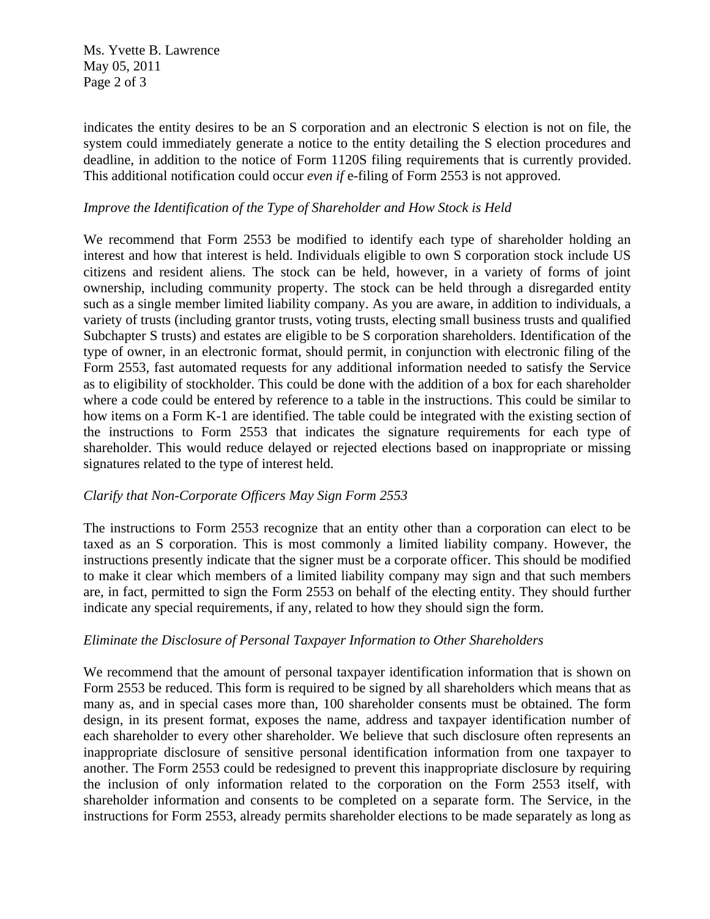indicates the entity desires to be an S corporation and an electronic S election is not on file, the system could immediately generate a notice to the entity detailing the S election procedures and deadline, in addition to the notice of Form 1120S filing requirements that is currently provided. This additional notification could occur *even if* e-filing of Form 2553 is not approved.

*Improve the Identification of the Type of Shareholder and How Stock is Held*

We recommend that Form 2553 be modified to identify each type of shareholder holding an interest and how that interest is held. Individuals eligible to own S corporation stock include US citizens and resident aliens. The stock can be held, however, in a variety of forms of joint ownership, including community property. The stock can be held through a disregarded entity such as a single member limited liability company. As you are aware, in addition to individuals, a variety of trusts (including grantor trusts, voting trusts, electing small business trusts and qualified Subchapter S trusts) and estates are eligible to be S corporation shareholders. Identification of the type of owner, in an electronic format, should permit, in conjunction with electronic filing of the Form 2553, fast automated requests for any additional information needed to satisfy the Service as to eligibility of stockholder. This could be done with the addition of a box for each shareholder where a code could be entered by reference to a table in the instructions. This could be similar to how items on a Form K-1 are identified. The table could be integrated with the existing section of the instructions to Form 2553 that indicates the signature requirements for each type of shareholder. This would reduce delayed or rejected elections based on inappropriate or missing signatures related to the type of interest held.

*Clarify that Non-Corporate Officers May Sign Form 2553*

The instructions to Form 2553 recognize that an entity other than a corporation can elect to be taxed as an S corporation. This is most commonly a limited liability company. However, the instructions presently indicate that the signer must be a corporate officer. This should be modified to make it clear which members of a limited liability company may sign and that such members are, in fact, permitted to sign the Form 2553 on behalf of the electing entity. They should further indicate any special requirements, if any, related to how they should sign the form.

*Eliminate the Disclosure of Personal Taxpayer Information to Other Shareholders*

We recommend that the amount of personal taxpayer identification information that is shown on Form 2553 be reduced. This form is required to be signed by all shareholders which means that as many as, and in special cases more than, 100 shareholder consents must be obtained. The form design, in its present format, exposes the name, address and taxpayer identification number of each shareholder to every other shareholder. We believe that such disclosure often represents an inappropriate disclosure of sensitive personal identification information from one taxpayer to another. The Form 2553 could be redesigned to prevent this inappropriate disclosure by requiring the inclusion of only information related to the corporation on the Form 2553 itself, with shareholder information and consents to be completed on a separate form. The Service, in the instructions for Form 2553, already permits shareholder elections to be made separately as long as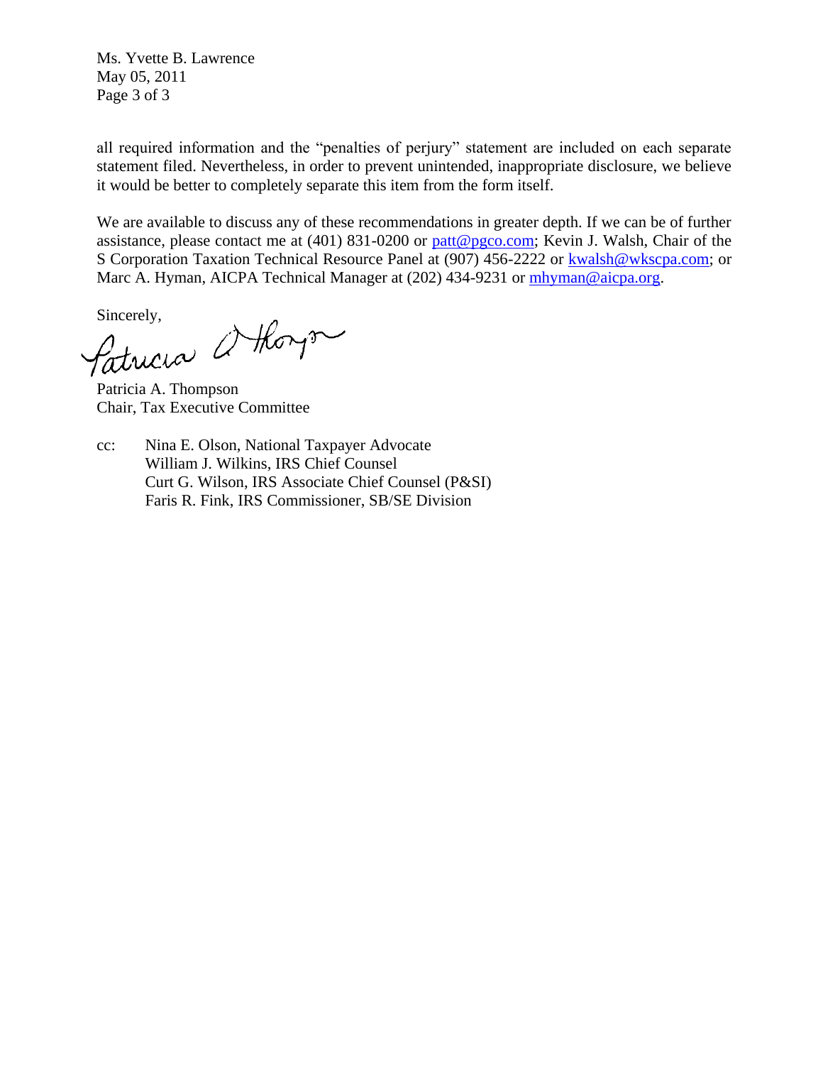all required information and the "penalties of perjury" statement are included on each separate statement filed. Nevertheless, in order to prevent unintended, inappropriate disclosure, we believe it would be better to completely separate this item from the form itself.

We are available to discuss any of these recommendations in greater depth. If we can be of further assistance, please contact me at (401) 831-0200 or patt@pgco.com; Kevin J. Walsh, Chair of the S Corporation Taxation Technical Resource Panel at (907) 456-2222 or kwalsh@wkscpa.com; or Marc A. Hyman, AICPA Technical Manager at (202) 434-9231 or mhyman@aicpa.org.

Sincerely,

Patricia A. Thompson
Chair, Tax Executive Committee

cc: Nina E. Olson, National Taxpayer Advocate
William J. Wilkins, IRS Chief Counsel
Curt G. Wilson, IRS Associate Chief Counsel (P&SI)
Faris R. Fink, IRS Commissioner, SB/SE Division